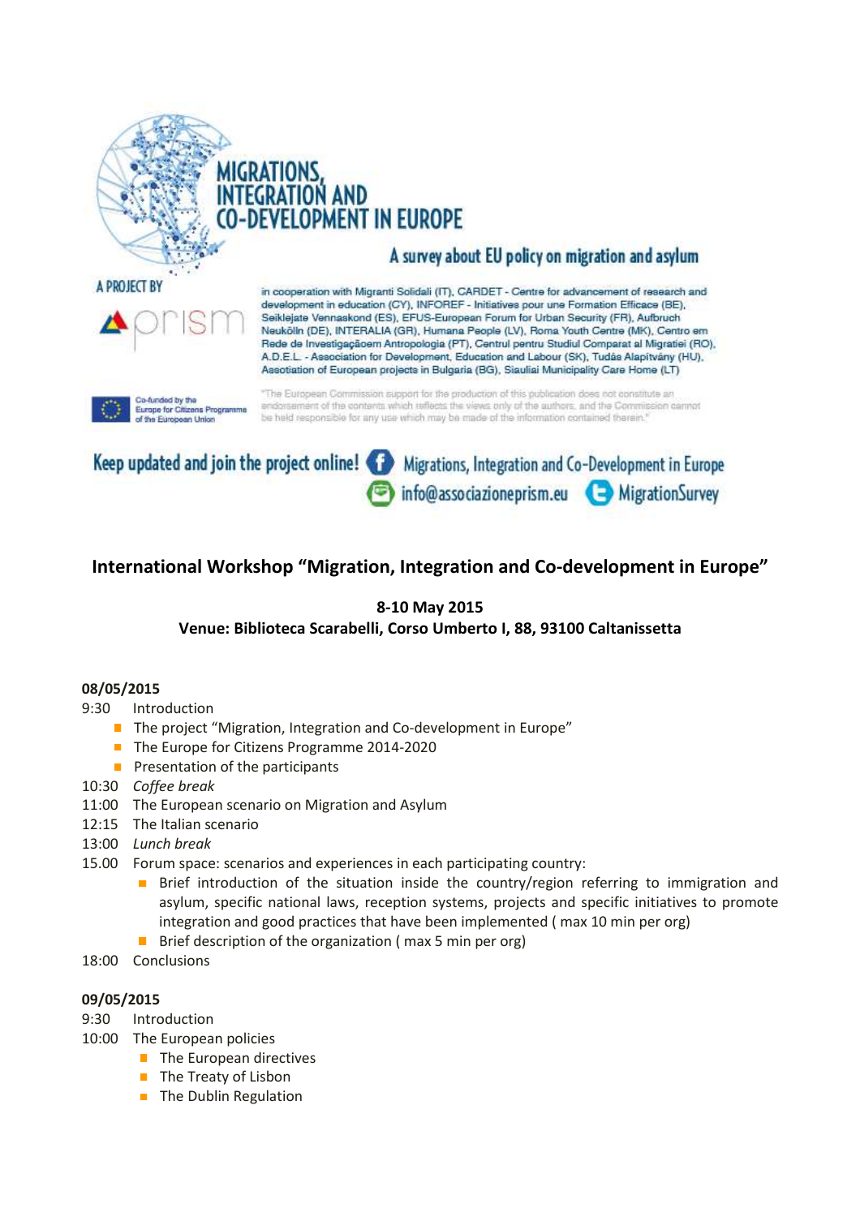# MIGRATIONS, INTEGRATION AND CO-DEVELOPMENT IN EUROPE

A survey about EU policy on migration and asylum

A PROJECT BY

prism

in cooperation with Migranti Solidali (IT), CARDET - Centre for advancement of research and development in education (CY), INFOREF - Initiatives pour une Formation Efficace (BE), Seiklejate Vennaskond (ES), EFUS-European Forum for Urban Security (FR), Aufbruch Neukölln (DE), INTERALIA (GR), Humana People (LV), Roma Youth Centre (MK), Centro em Rede de Investigaçãoem Antropologia (PT), Centrul pentru Studiul Comparat al Migratiei (RO), A.D.E.L. - Association for Development, Education and Labour (SK), Tudás Alapitvány (HU), Asociation of European projects in Bulgaria (BG), Siauliai Municipality Care Home (LT)

Co-funded by the Europe for Citizens Programme of the European Union

"The European Commission support for the production of this publication does not constitute an endorsement of the contents which reflects the views only of the authors, and the Commission cannot be held responsible for any use which may be made of the information contained therein."

Keep updated and join the project online! Migrations, Integration and Co-Development in Europe | info@associazioneprism.eu | MigrationSurvey

## International Workshop "Migration, Integration and Co-development in Europe"

**8-10 May 2015**
**Venue: Biblioteca Scarabelli, Corso Umberto I, 88, 93100 Caltanissetta**

**08/05/2015**

9:30 Introduction
- The project "Migration, Integration and Co-development in Europe"
- The Europe for Citizens Programme 2014-2020
- Presentation of the participants

10:30 *Coffee break*
11:00 The European scenario on Migration and Asylum
12:15 The Italian scenario
13:00 *Lunch break*
15.00 Forum space: scenarios and experiences in each participating country:
- Brief introduction of the situation inside the country/region referring to immigration and asylum, specific national laws, reception systems, projects and specific initiatives to promote integration and good practices that have been implemented ( max 10 min per org)
- Brief description of the organization ( max 5 min per org)

18:00 Conclusions

**09/05/2015**

9:30 Introduction
10:00 The European policies
- The European directives
- The Treaty of Lisbon
- The Dublin Regulation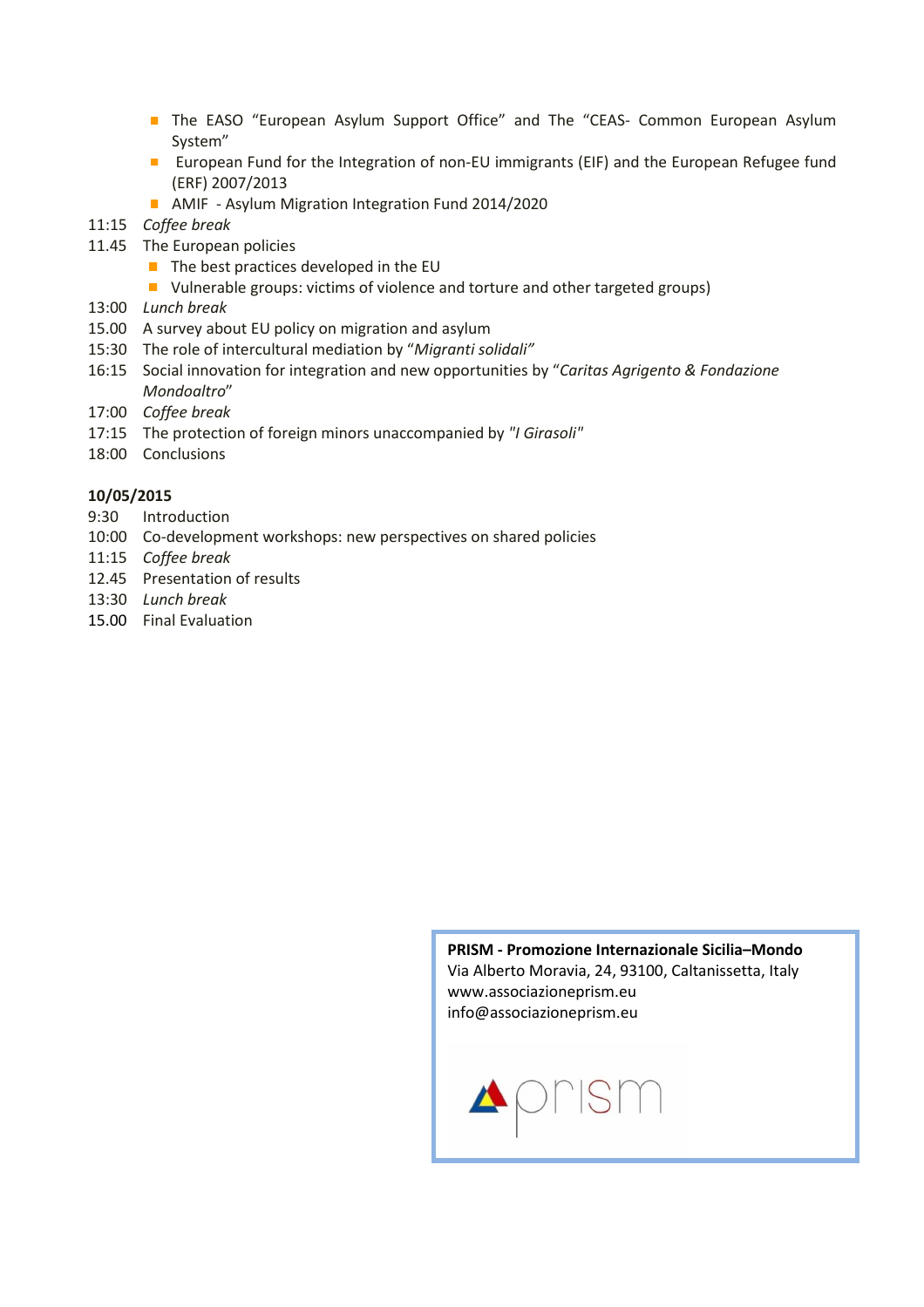- The EASO "European Asylum Support Office" and The "CEAS- Common European Asylum System"
- European Fund for the Integration of non-EU immigrants (EIF) and the European Refugee fund (ERF) 2007/2013
- AMIF - Asylum Migration Integration Fund 2014/2020

11:15 *Coffee break*

11.45 The European policies

- The best practices developed in the EU
- Vulnerable groups: victims of violence and torture and other targeted groups)

13:00 *Lunch break*

15.00 A survey about EU policy on migration and asylum

15:30 The role of intercultural mediation by "*Migranti solidali*"

16:15 Social innovation for integration and new opportunities by "*Caritas Agrigento & Fondazione Mondoaltro*"

17:00 *Coffee break*

17:15 The protection of foreign minors unaccompanied by "*I Girasoli*"

18:00 Conclusions

**10/05/2015**

9:30 Introduction

10:00 Co-development workshops: new perspectives on shared policies

11:15 *Coffee break*

12.45 Presentation of results

13:30 *Lunch break*

15.00 Final Evaluation

**PRISM - Promozione Internazionale Sicilia–Mondo**
Via Alberto Moravia, 24, 93100, Caltanissetta, Italy
www.associazioneprism.eu
info@associazioneprism.eu

prism